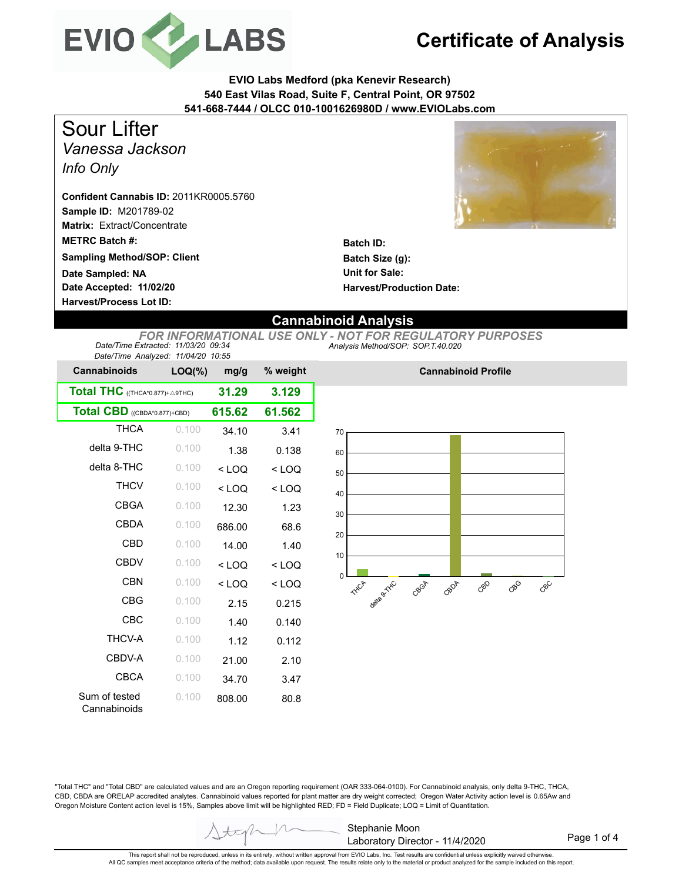# Certificate of Analysis

**EVIO Labs Medford (pka Kenevir Research)**
**540 East Vilas Road, Suite F, Central Point, OR 97502**
**541-668-7444 / OLCC 010-1001626980D / www.EVIOLabs.com**

## Sour Lifter

*Vanessa Jackson*

*Info Only*

**Confident Cannabis ID:** 2011KR0005.5760
**Sample ID:** M201789-02
**Matrix:** Extract/Concentrate
**METRC Batch #:**
**Sampling Method/SOP: Client**
**Date Sampled: NA**
**Date Accepted: 11/02/20**
**Harvest/Process Lot ID:**

**Batch ID:**
**Batch Size (g):**
**Unit for Sale:**
**Harvest/Production Date:**

## Cannabinoid Analysis

*FOR INFORMATIONAL USE ONLY - NOT FOR REGULATORY PURPOSES*

*Date/Time Extracted: 11/03/20 09:34*
*Date/Time Analyzed: 11/04/20 10:55*
*Analysis Method/SOP: SOP.T.40.020*

| Cannabinoids | LOQ(%) | mg/g | % weight |
|---|---|---|---|
| **Total THC** ((THCA*0.877)+△9THC) | | **31.29** | **3.129** |
| **Total CBD** ((CBDA*0.877)+CBD) | | **615.62** | **61.562** |
| THCA | 0.100 | 34.10 | 3.41 |
| delta 9-THC | 0.100 | 1.38 | 0.138 |
| delta 8-THC | 0.100 | < LOQ | < LOQ |
| THCV | 0.100 | < LOQ | < LOQ |
| CBGA | 0.100 | 12.30 | 1.23 |
| CBDA | 0.100 | 686.00 | 68.6 |
| CBD | 0.100 | 14.00 | 1.40 |
| CBDV | 0.100 | < LOQ | < LOQ |
| CBN | 0.100 | < LOQ | < LOQ |
| CBG | 0.100 | 2.15 | 0.215 |
| CBC | 0.100 | 1.40 | 0.140 |
| THCV-A | 0.100 | 1.12 | 0.112 |
| CBDV-A | 0.100 | 21.00 | 2.10 |
| CBCA | 0.100 | 34.70 | 3.47 |
| Sum of tested Cannabinoids | 0.100 | 808.00 | 80.8 |

**Cannabinoid Profile**

"Total THC" and "Total CBD" are calculated values and are an Oregon reporting requirement (OAR 333-064-0100). For Cannabinoid analysis, only delta 9-THC, THCA, CBD, CBDA are ORELAP accredited analytes. Cannabinoid values reported for plant matter are dry weight corrected; Oregon Water Activity action level is 0.65Aw and Oregon Moisture Content action level is 15%, Samples above limit will be highlighted RED; FD = Field Duplicate; LOQ = Limit of Quantitation.

Stephanie Moon
Laboratory Director - 11/4/2020

This report shall not be reproduced, unless in its entirety, without written approval from EVIO Labs, Inc. Test results are confidential unless explicitly waived otherwise.
All QC samples meet acceptance criteria of the method; data available upon request. The results relate only to the material or product analyzed for the sample included on this report.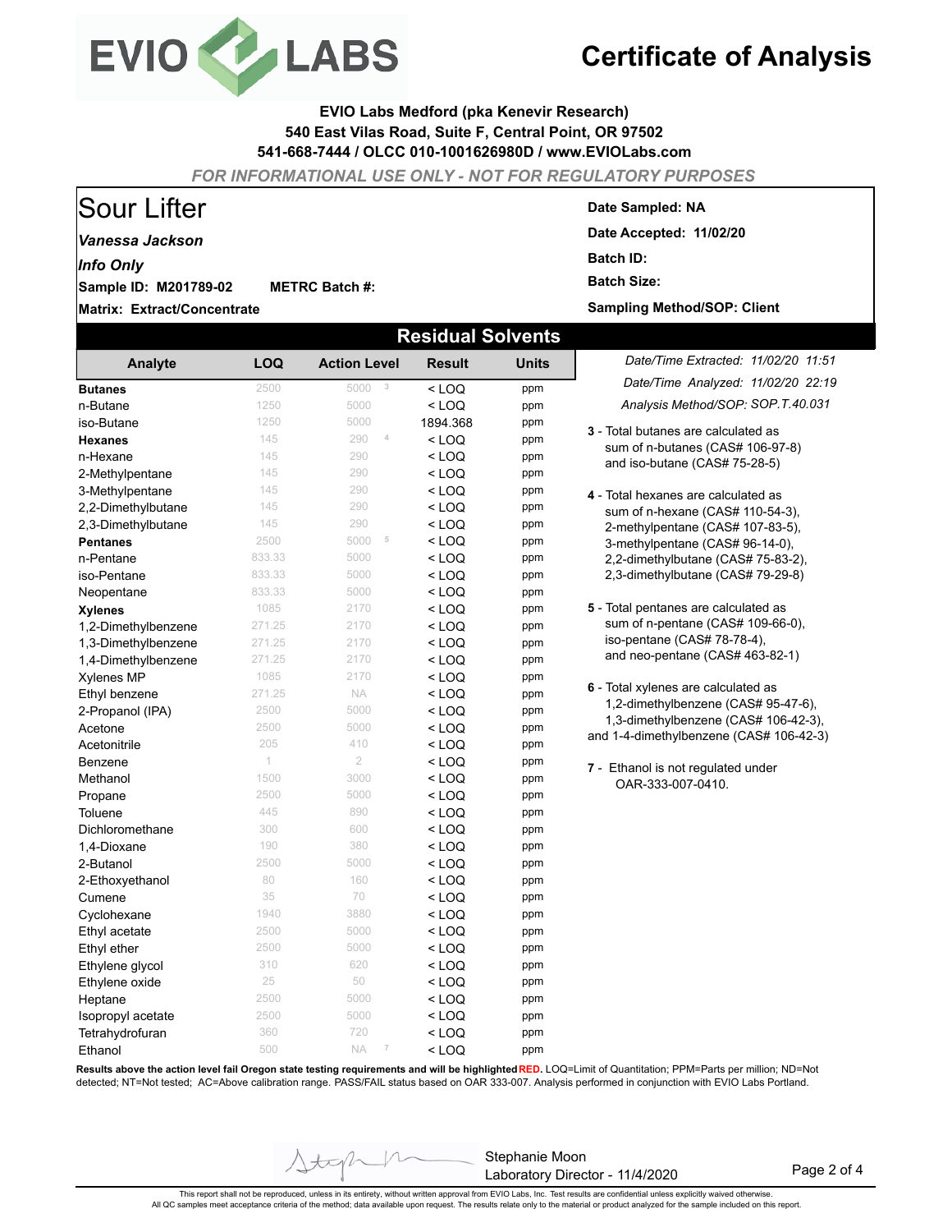# Certificate of Analysis

**EVIO Labs Medford (pka Kenevir Research)**
**540 East Vilas Road, Suite F, Central Point, OR 97502**
**541-668-7444 / OLCC 010-1001626980D / www.EVIOLabs.com**

*FOR INFORMATIONAL USE ONLY - NOT FOR REGULATORY PURPOSES*

## Sour Lifter

***Vanessa Jackson***

***Info Only***

**Sample ID: M201789-02** **METRC Batch #:**

**Matrix: Extract/Concentrate**

**Date Sampled: NA**

**Date Accepted: 11/02/20**

**Batch ID:**

**Batch Size:**

**Sampling Method/SOP: Client**

## Residual Solvents

*Date/Time Extracted: 11/02/20 11:51*

*Date/Time Analyzed: 11/02/20 22:19*

*Analysis Method/SOP: SOP.T.40.031*

| Analyte | LOQ | Action Level | Result | Units |
|---|---|---|---|---|
| **Butanes** | 2500 | 5000 [3] | < LOQ | ppm |
| n-Butane | 1250 | 5000 | < LOQ | ppm |
| iso-Butane | 1250 | 5000 | 1894.368 | ppm |
| **Hexanes** | 145 | 290 [4] | < LOQ | ppm |
| n-Hexane | 145 | 290 | < LOQ | ppm |
| 2-Methylpentane | 145 | 290 | < LOQ | ppm |
| 3-Methylpentane | 145 | 290 | < LOQ | ppm |
| 2,2-Dimethylbutane | 145 | 290 | < LOQ | ppm |
| 2,3-Dimethylbutane | 145 | 290 | < LOQ | ppm |
| **Pentanes** | 2500 | 5000 [5] | < LOQ | ppm |
| n-Pentane | 833.33 | 5000 | < LOQ | ppm |
| iso-Pentane | 833.33 | 5000 | < LOQ | ppm |
| Neopentane | 833.33 | 5000 | < LOQ | ppm |
| **Xylenes** | 1085 | 2170 | < LOQ | ppm |
| 1,2-Dimethylbenzene | 271.25 | 2170 | < LOQ | ppm |
| 1,3-Dimethylbenzene | 271.25 | 2170 | < LOQ | ppm |
| 1,4-Dimethylbenzene | 271.25 | 2170 | < LOQ | ppm |
| Xylenes MP | 1085 | 2170 | < LOQ | ppm |
| Ethyl benzene | 271.25 | NA | < LOQ | ppm |
| 2-Propanol (IPA) | 2500 | 5000 | < LOQ | ppm |
| Acetone | 2500 | 5000 | < LOQ | ppm |
| Acetonitrile | 205 | 410 | < LOQ | ppm |
| Benzene | 1 | 2 | < LOQ | ppm |
| Methanol | 1500 | 3000 | < LOQ | ppm |
| Propane | 2500 | 5000 | < LOQ | ppm |
| Toluene | 445 | 890 | < LOQ | ppm |
| Dichloromethane | 300 | 600 | < LOQ | ppm |
| 1,4-Dioxane | 190 | 380 | < LOQ | ppm |
| 2-Butanol | 2500 | 5000 | < LOQ | ppm |
| 2-Ethoxyethanol | 80 | 160 | < LOQ | ppm |
| Cumene | 35 | 70 | < LOQ | ppm |
| Cyclohexane | 1940 | 3880 | < LOQ | ppm |
| Ethyl acetate | 2500 | 5000 | < LOQ | ppm |
| Ethyl ether | 2500 | 5000 | < LOQ | ppm |
| Ethylene glycol | 310 | 620 | < LOQ | ppm |
| Ethylene oxide | 25 | 50 | < LOQ | ppm |
| Heptane | 2500 | 5000 | < LOQ | ppm |
| Isopropyl acetate | 2500 | 5000 | < LOQ | ppm |
| Tetrahydrofuran | 360 | 720 | < LOQ | ppm |
| Ethanol | 500 | NA [7] | < LOQ | ppm |

**3** - Total butanes are calculated as sum of n-butanes (CAS# 106-97-8) and iso-butane (CAS# 75-28-5)

**4** - Total hexanes are calculated as sum of n-hexane (CAS# 110-54-3), 2-methylpentane (CAS# 107-83-5), 3-methylpentane (CAS# 96-14-0), 2,2-dimethylbutane (CAS# 75-83-2), 2,3-dimethylbutane (CAS# 79-29-8)

**5** - Total pentanes are calculated as sum of n-pentane (CAS# 109-66-0), iso-pentane (CAS# 78-78-4), and neo-pentane (CAS# 463-82-1)

**6** - Total xylenes are calculated as 1,2-dimethylbenzene (CAS# 95-47-6), 1,3-dimethylbenzene (CAS# 106-42-3), and 1-4-dimethylbenzene (CAS# 106-42-3)

**7** - Ethanol is not regulated under OAR-333-007-0410.

**Results above the action level fail Oregon state testing requirements and will be highlighted RED.** LOQ=Limit of Quantitation; PPM=Parts per million; ND=Not detected; NT=Not tested; AC=Above calibration range. PASS/FAIL status based on OAR 333-007. Analysis performed in conjunction with EVIO Labs Portland.

Stephanie Moon
Laboratory Director - 11/4/2020

This report shall not be reproduced, unless in its entirety, without written approval from EVIO Labs, Inc. Test results are confidential unless explicitly waived otherwise.
All QC samples meet acceptance criteria of the method; data available upon request. The results relate only to the material or product analyzed for the sample included on this report.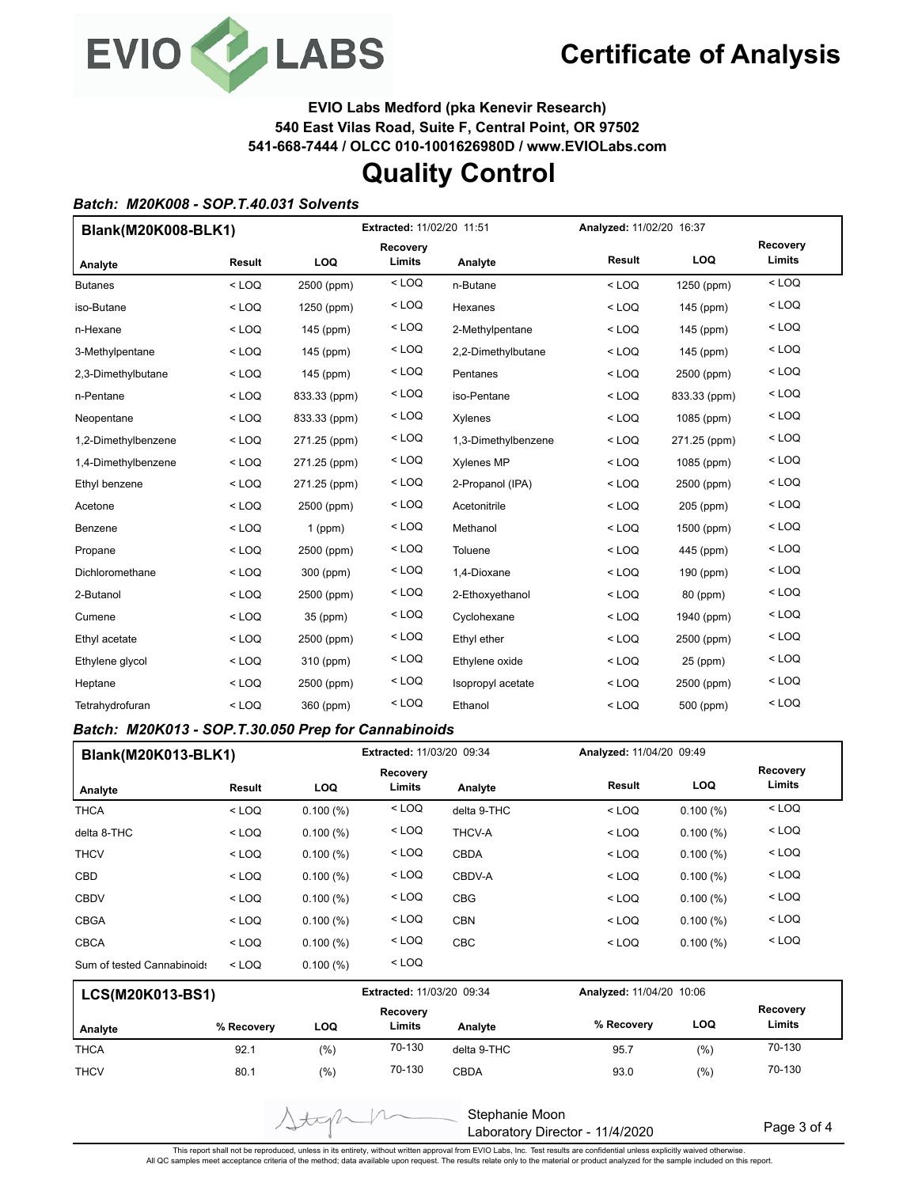# Certificate of Analysis

**EVIO Labs Medford (pka Kenevir Research)**
**540 East Vilas Road, Suite F, Central Point, OR 97502**
**541-668-7444 / OLCC 010-1001626980D / www.EVIOLabs.com**

# Quality Control

***Batch: M20K008 - SOP.T.40.031 Solvents***

**Blank(M20K008-BLK1)** — Extracted: 11/02/20 11:51 — Analyzed: 11/02/20 16:37

| Analyte | Result | LOQ | Recovery Limits | Analyte | Result | LOQ | Recovery Limits |
|---|---|---|---|---|---|---|---|
| Butanes | < LOQ | 2500 (ppm) | < LOQ | n-Butane | < LOQ | 1250 (ppm) | < LOQ |
| iso-Butane | < LOQ | 1250 (ppm) | < LOQ | Hexanes | < LOQ | 145 (ppm) | < LOQ |
| n-Hexane | < LOQ | 145 (ppm) | < LOQ | 2-Methylpentane | < LOQ | 145 (ppm) | < LOQ |
| 3-Methylpentane | < LOQ | 145 (ppm) | < LOQ | 2,2-Dimethylbutane | < LOQ | 145 (ppm) | < LOQ |
| 2,3-Dimethylbutane | < LOQ | 145 (ppm) | < LOQ | Pentanes | < LOQ | 2500 (ppm) | < LOQ |
| n-Pentane | < LOQ | 833.33 (ppm) | < LOQ | iso-Pentane | < LOQ | 833.33 (ppm) | < LOQ |
| Neopentane | < LOQ | 833.33 (ppm) | < LOQ | Xylenes | < LOQ | 1085 (ppm) | < LOQ |
| 1,2-Dimethylbenzene | < LOQ | 271.25 (ppm) | < LOQ | 1,3-Dimethylbenzene | < LOQ | 271.25 (ppm) | < LOQ |
| 1,4-Dimethylbenzene | < LOQ | 271.25 (ppm) | < LOQ | Xylenes MP | < LOQ | 1085 (ppm) | < LOQ |
| Ethyl benzene | < LOQ | 271.25 (ppm) | < LOQ | 2-Propanol (IPA) | < LOQ | 2500 (ppm) | < LOQ |
| Acetone | < LOQ | 2500 (ppm) | < LOQ | Acetonitrile | < LOQ | 205 (ppm) | < LOQ |
| Benzene | < LOQ | 1 (ppm) | < LOQ | Methanol | < LOQ | 1500 (ppm) | < LOQ |
| Propane | < LOQ | 2500 (ppm) | < LOQ | Toluene | < LOQ | 445 (ppm) | < LOQ |
| Dichloromethane | < LOQ | 300 (ppm) | < LOQ | 1,4-Dioxane | < LOQ | 190 (ppm) | < LOQ |
| 2-Butanol | < LOQ | 2500 (ppm) | < LOQ | 2-Ethoxyethanol | < LOQ | 80 (ppm) | < LOQ |
| Cumene | < LOQ | 35 (ppm) | < LOQ | Cyclohexane | < LOQ | 1940 (ppm) | < LOQ |
| Ethyl acetate | < LOQ | 2500 (ppm) | < LOQ | Ethyl ether | < LOQ | 2500 (ppm) | < LOQ |
| Ethylene glycol | < LOQ | 310 (ppm) | < LOQ | Ethylene oxide | < LOQ | 25 (ppm) | < LOQ |
| Heptane | < LOQ | 2500 (ppm) | < LOQ | Isopropyl acetate | < LOQ | 2500 (ppm) | < LOQ |
| Tetrahydrofuran | < LOQ | 360 (ppm) | < LOQ | Ethanol | < LOQ | 500 (ppm) | < LOQ |

***Batch: M20K013 - SOP.T.30.050 Prep for Cannabinoids***

**Blank(M20K013-BLK1)** — Extracted: 11/03/20 09:34 — Analyzed: 11/04/20 09:49

| Analyte | Result | LOQ | Recovery Limits | Analyte | Result | LOQ | Recovery Limits |
|---|---|---|---|---|---|---|---|
| THCA | < LOQ | 0.100 (%) | < LOQ | delta 9-THC | < LOQ | 0.100 (%) | < LOQ |
| delta 8-THC | < LOQ | 0.100 (%) | < LOQ | THCV-A | < LOQ | 0.100 (%) | < LOQ |
| THCV | < LOQ | 0.100 (%) | < LOQ | CBDA | < LOQ | 0.100 (%) | < LOQ |
| CBD | < LOQ | 0.100 (%) | < LOQ | CBDV-A | < LOQ | 0.100 (%) | < LOQ |
| CBDV | < LOQ | 0.100 (%) | < LOQ | CBG | < LOQ | 0.100 (%) | < LOQ |
| CBGA | < LOQ | 0.100 (%) | < LOQ | CBN | < LOQ | 0.100 (%) | < LOQ |
| CBCA | < LOQ | 0.100 (%) | < LOQ | CBC | < LOQ | 0.100 (%) | < LOQ |
| Sum of tested Cannabinoids | < LOQ | 0.100 (%) | < LOQ | | | | |

**LCS(M20K013-BS1)** — Extracted: 11/03/20 09:34 — Analyzed: 11/04/20 10:06

| Analyte | % Recovery | LOQ | Recovery Limits | Analyte | % Recovery | LOQ | Recovery Limits |
|---|---|---|---|---|---|---|---|
| THCA | 92.1 | (%) | 70-130 | delta 9-THC | 95.7 | (%) | 70-130 |
| THCV | 80.1 | (%) | 70-130 | CBDA | 93.0 | (%) | 70-130 |

Stephanie Moon
Laboratory Director - 11/4/2020

This report shall not be reproduced, unless in its entirety, without written approval from EVIO Labs, Inc. Test results are confidential unless explicitly waived otherwise.
All QC samples meet acceptance criteria of the method; data available upon request. The results relate only to the material or product analyzed for the sample included on this report.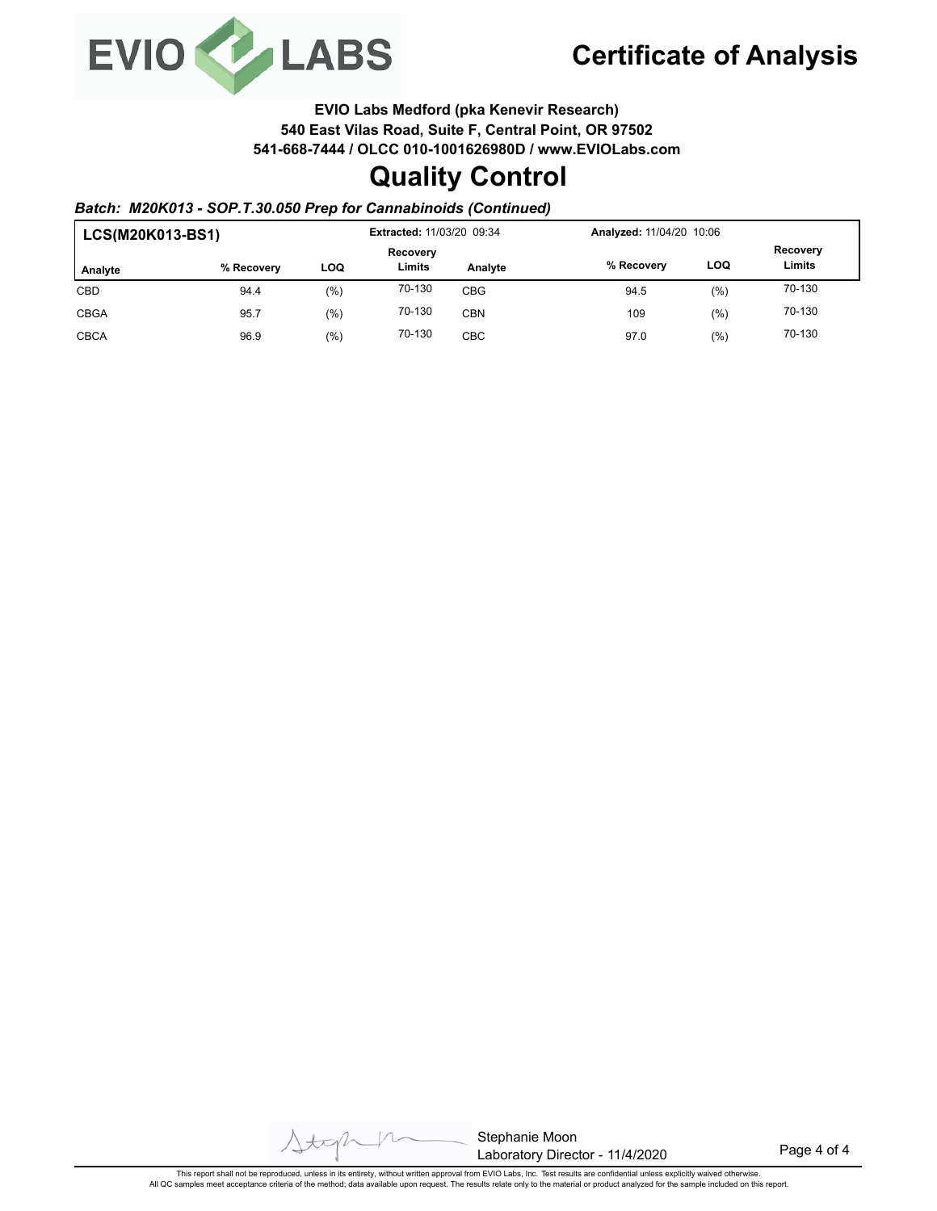# Certificate of Analysis

**EVIO Labs Medford (pka Kenevir Research)**
**540 East Vilas Road, Suite F, Central Point, OR 97502**
**541-668-7444 / OLCC 010-1001626980D / www.EVIOLabs.com**

## Quality Control

***Batch: M20K013 - SOP.T.30.050 Prep for Cannabinoids (Continued)***

| LCS(M20K013-BS1) | | | Extracted: 11/03/20 09:34 | | Analyzed: 11/04/20 10:06 | | |
|---|---|---|---|---|---|---|---|
| **Analyte** | **% Recovery** | **LOQ** | **Recovery Limits** | **Analyte** | **% Recovery** | **LOQ** | **Recovery Limits** |
| CBD | 94.4 | (%) | 70-130 | CBG | 94.5 | (%) | 70-130 |
| CBGA | 95.7 | (%) | 70-130 | CBN | 109 | (%) | 70-130 |
| CBCA | 96.9 | (%) | 70-130 | CBC | 97.0 | (%) | 70-130 |

Stephanie Moon
Laboratory Director - 11/4/2020

This report shall not be reproduced, unless in its entirety, without written approval from EVIO Labs, Inc. Test results are confidential unless explicitly waived otherwise.
All QC samples meet acceptance criteria of the method; data available upon request. The results relate only to the material or product analyzed for the sample included on this report.